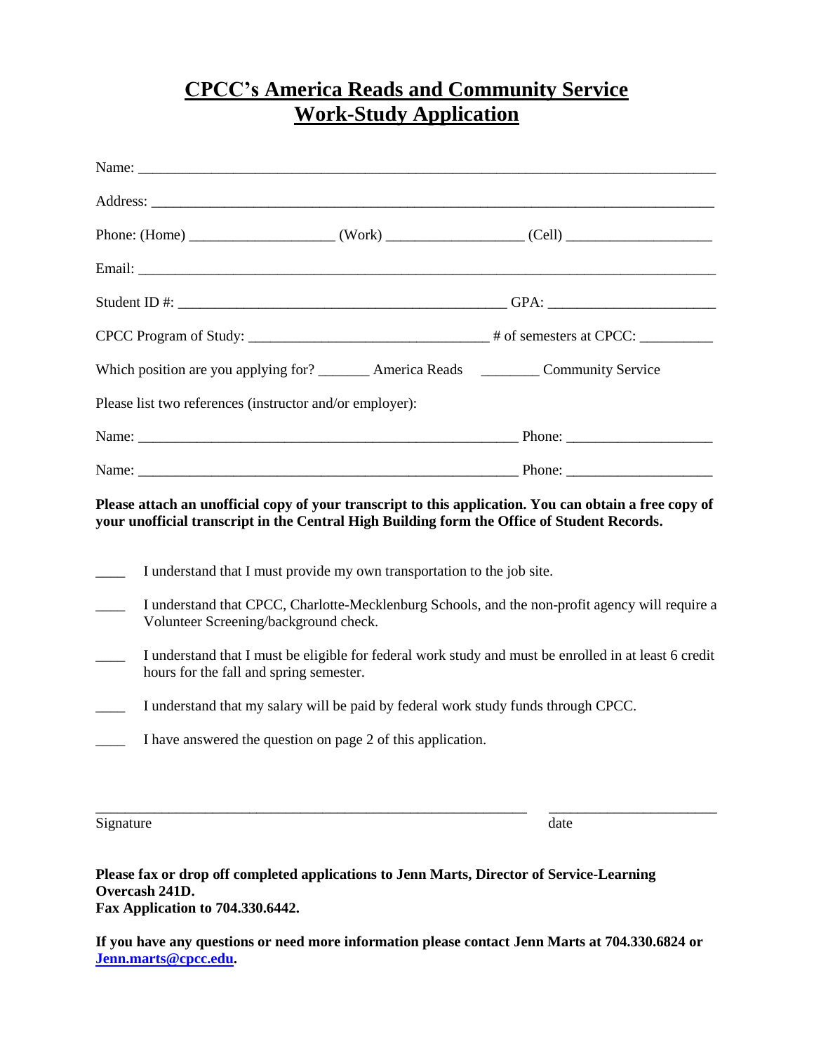# CPCC's America Reads and Community Service Work-Study Application

Name: ___________________________________________________________________________

Address: _________________________________________________________________________

Phone: (Home) ___________________ (Work) _________________ (Cell) ___________________

Email: ___________________________________________________________________________

Student ID #: ____________________________________________ GPA: _____________________

CPCC Program of Study: ________________________________ # of semesters at CPCC: _________

Which position are you applying for? _______ America Reads ________ Community Service

Please list two references (instructor and/or employer):

Name: __________________________________________________ Phone: ___________________

Name: __________________________________________________ Phone: ___________________

**Please attach an unofficial copy of your transcript to this application. You can obtain a free copy of your unofficial transcript in the Central High Building form the Office of Student Records.**

____ I understand that I must provide my own transportation to the job site.

____ I understand that CPCC, Charlotte-Mecklenburg Schools, and the non-profit agency will require a Volunteer Screening/background check.

____ I understand that I must be eligible for federal work study and must be enrolled in at least 6 credit hours for the fall and spring semester.

____ I understand that my salary will be paid by federal work study funds through CPCC.

____ I have answered the question on page 2 of this application.

_________________________________________________________ _____________________

Signature date

**Please fax or drop off completed applications to Jenn Marts, Director of Service-Learning Overcash 241D.**
**Fax Application to 704.330.6442.**

**If you have any questions or need more information please contact Jenn Marts at 704.330.6824 or Jenn.marts@cpcc.edu.**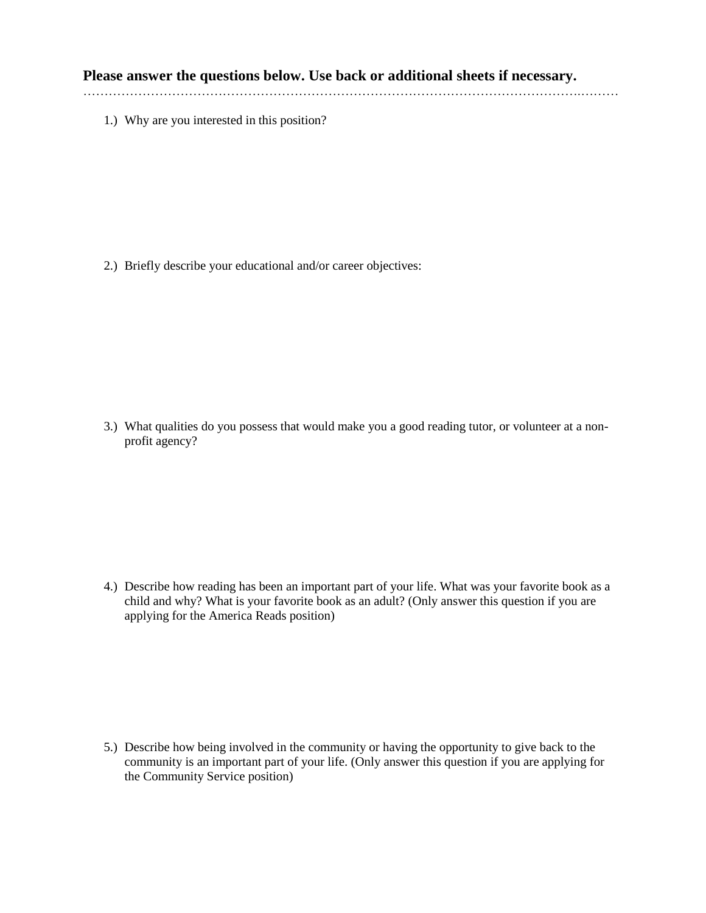**Please answer the questions below. Use back or additional sheets if necessary.**

…………………………………………………………………………………………………………………

1.) Why are you interested in this position?

2.) Briefly describe your educational and/or career objectives:

3.) What qualities do you possess that would make you a good reading tutor, or volunteer at a non-profit agency?

4.) Describe how reading has been an important part of your life. What was your favorite book as a child and why? What is your favorite book as an adult? (Only answer this question if you are applying for the America Reads position)

5.) Describe how being involved in the community or having the opportunity to give back to the community is an important part of your life. (Only answer this question if you are applying for the Community Service position)